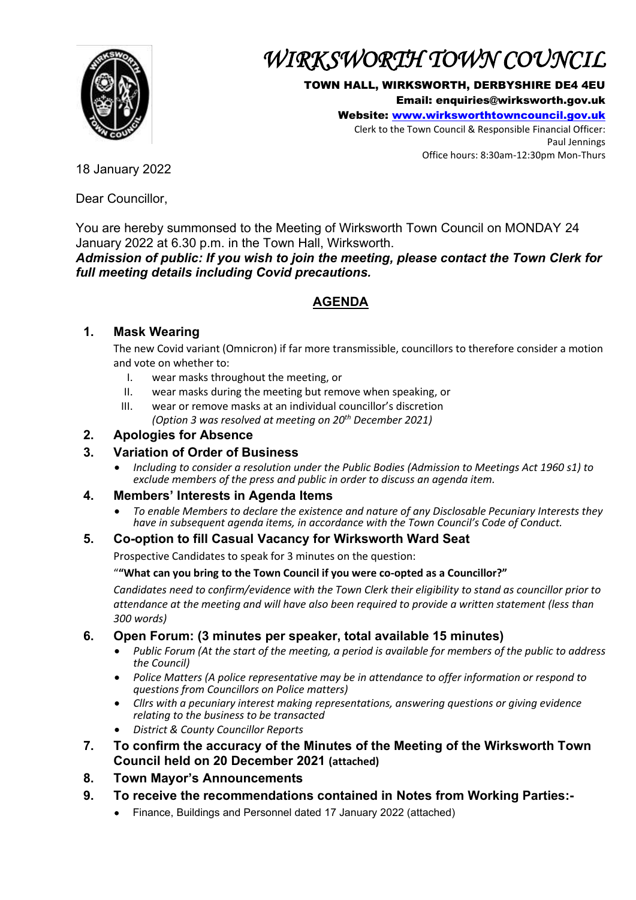# WIRKSWORTH TOWN COUNCIL

**TOWN HALL, WIRKSWORTH, DERBYSHIRE DE4 4EU**
**Email: enquiries@wirksworth.gov.uk**
**Website: www.wirksworthtowncouncil.gov.uk**
Clerk to the Town Council & Responsible Financial Officer:
Paul Jennings
Office hours: 8:30am-12:30pm Mon-Thurs

18 January 2022

Dear Councillor,

You are hereby summonsed to the Meeting of Wirksworth Town Council on MONDAY 24 January 2022 at 6.30 p.m. in the Town Hall, Wirksworth.
***Admission of public: If you wish to join the meeting, please contact the Town Clerk for full meeting details including Covid precautions.***

## AGENDA

### 1. Mask Wearing

The new Covid variant (Omnicron) if far more transmissible, councillors to therefore consider a motion and vote on whether to:

I. wear masks throughout the meeting, or
II. wear masks during the meeting but remove when speaking, or
III. wear or remove masks at an individual councillor's discretion
*(Option 3 was resolved at meeting on 20th December 2021)*

### 2. Apologies for Absence

### 3. Variation of Order of Business

- *Including to consider a resolution under the Public Bodies (Admission to Meetings Act 1960 s1) to exclude members of the press and public in order to discuss an agenda item.*

### 4. Members' Interests in Agenda Items

- *To enable Members to declare the existence and nature of any Disclosable Pecuniary Interests they have in subsequent agenda items, in accordance with the Town Council's Code of Conduct.*

### 5. Co-option to fill Casual Vacancy for Wirksworth Ward Seat

Prospective Candidates to speak for 3 minutes on the question:

""**What can you bring to the Town Council if you were co-opted as a Councillor?"**

*Candidates need to confirm/evidence with the Town Clerk their eligibility to stand as councillor prior to attendance at the meeting and will have also been required to provide a written statement (less than 300 words)*

### 6. Open Forum: (3 minutes per speaker, total available 15 minutes)

- *Public Forum (At the start of the meeting, a period is available for members of the public to address the Council)*
- *Police Matters (A police representative may be in attendance to offer information or respond to questions from Councillors on Police matters)*
- *Cllrs with a pecuniary interest making representations, answering questions or giving evidence relating to the business to be transacted*
- *District & County Councillor Reports*

### 7. To confirm the accuracy of the Minutes of the Meeting of the Wirksworth Town Council held on 20 December 2021 (attached)

### 8. Town Mayor's Announcements

### 9. To receive the recommendations contained in Notes from Working Parties:-

- Finance, Buildings and Personnel dated 17 January 2022 (attached)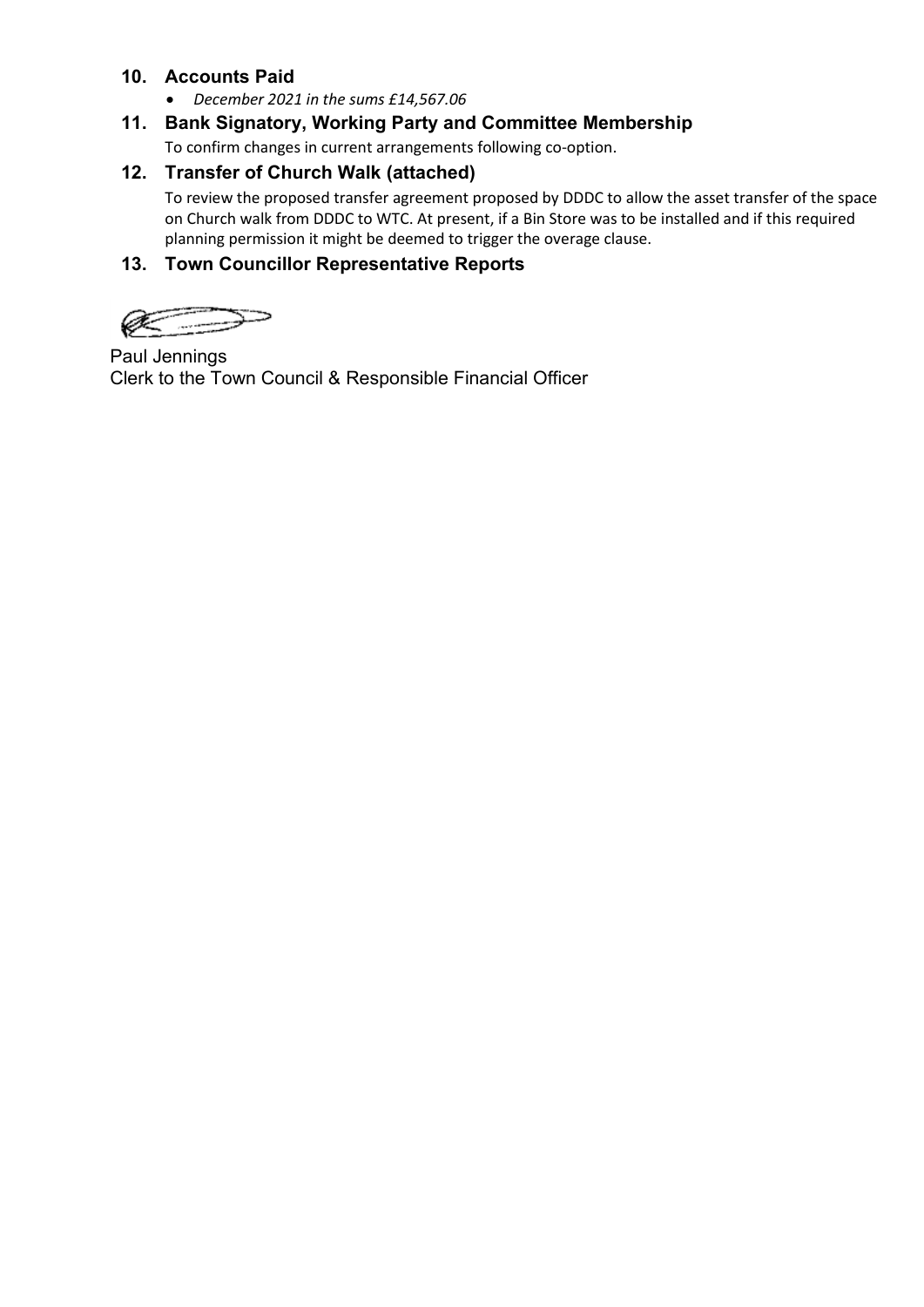## 10. Accounts Paid

- *December 2021 in the sums £14,567.06*

## 11. Bank Signatory, Working Party and Committee Membership

To confirm changes in current arrangements following co-option.

## 12. Transfer of Church Walk (attached)

To review the proposed transfer agreement proposed by DDDC to allow the asset transfer of the space on Church walk from DDDC to WTC. At present, if a Bin Store was to be installed and if this required planning permission it might be deemed to trigger the overage clause.

## 13. Town Councillor Representative Reports

Paul Jennings
Clerk to the Town Council & Responsible Financial Officer